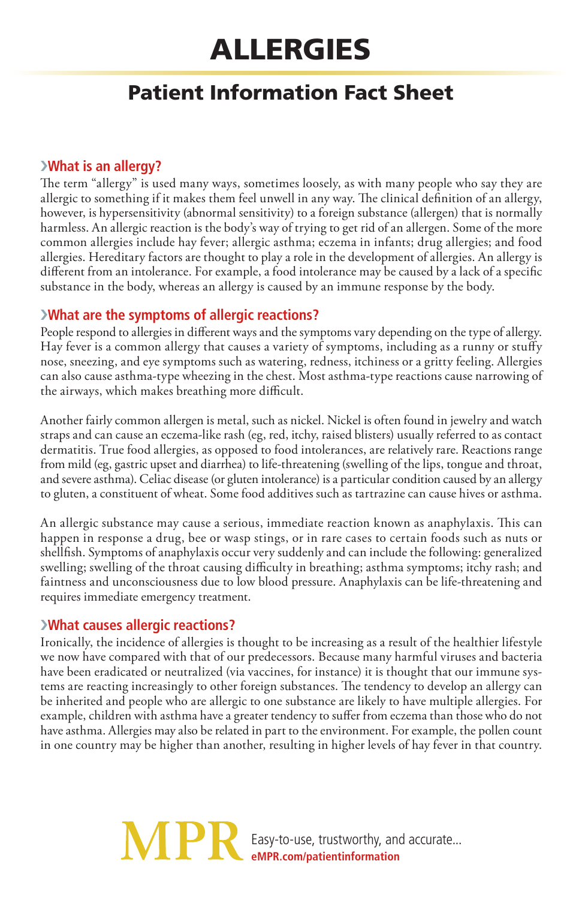# ALLERGIES

## Patient Information Fact Sheet

### ›What is an allergy?

The term "allergy" is used many ways, sometimes loosely, as with many people who say they are allergic to something if it makes them feel unwell in any way. The clinical definition of an allergy, however, is hypersensitivity (abnormal sensitivity) to a foreign substance (allergen) that is normally harmless. An allergic reaction is the body's way of trying to get rid of an allergen. Some of the more common allergies include hay fever; allergic asthma; eczema in infants; drug allergies; and food allergies. Hereditary factors are thought to play a role in the development of allergies. An allergy is different from an intolerance. For example, a food intolerance may be caused by a lack of a specific substance in the body, whereas an allergy is caused by an immune response by the body.

### ›What are the symptoms of allergic reactions?

People respond to allergies in different ways and the symptoms vary depending on the type of allergy. Hay fever is a common allergy that causes a variety of symptoms, including as a runny or stuffy nose, sneezing, and eye symptoms such as watering, redness, itchiness or a gritty feeling. Allergies can also cause asthma-type wheezing in the chest. Most asthma-type reactions cause narrowing of the airways, which makes breathing more difficult.

Another fairly common allergen is metal, such as nickel. Nickel is often found in jewelry and watch straps and can cause an eczema-like rash (eg, red, itchy, raised blisters) usually referred to as contact dermatitis. True food allergies, as opposed to food intolerances, are relatively rare. Reactions range from mild (eg, gastric upset and diarrhea) to life-threatening (swelling of the lips, tongue and throat, and severe asthma). Celiac disease (or gluten intolerance) is a particular condition caused by an allergy to gluten, a constituent of wheat. Some food additives such as tartrazine can cause hives or asthma.

An allergic substance may cause a serious, immediate reaction known as anaphylaxis. This can happen in response a drug, bee or wasp stings, or in rare cases to certain foods such as nuts or shellfish. Symptoms of anaphylaxis occur very suddenly and can include the following: generalized swelling; swelling of the throat causing difficulty in breathing; asthma symptoms; itchy rash; and faintness and unconsciousness due to low blood pressure. Anaphylaxis can be life-threatening and requires immediate emergency treatment.

### ›What causes allergic reactions?

Ironically, the incidence of allergies is thought to be increasing as a result of the healthier lifestyle we now have compared with that of our predecessors. Because many harmful viruses and bacteria have been eradicated or neutralized (via vaccines, for instance) it is thought that our immune systems are reacting increasingly to other foreign substances. The tendency to develop an allergy can be inherited and people who are allergic to one substance are likely to have multiple allergies. For example, children with asthma have a greater tendency to suffer from eczema than those who do not have asthma. Allergies may also be related in part to the environment. For example, the pollen count in one country may be higher than another, resulting in higher levels of hay fever in that country.

MPR Easy-to-use, trustworthy, and accurate...
eMPR.com/patientinformation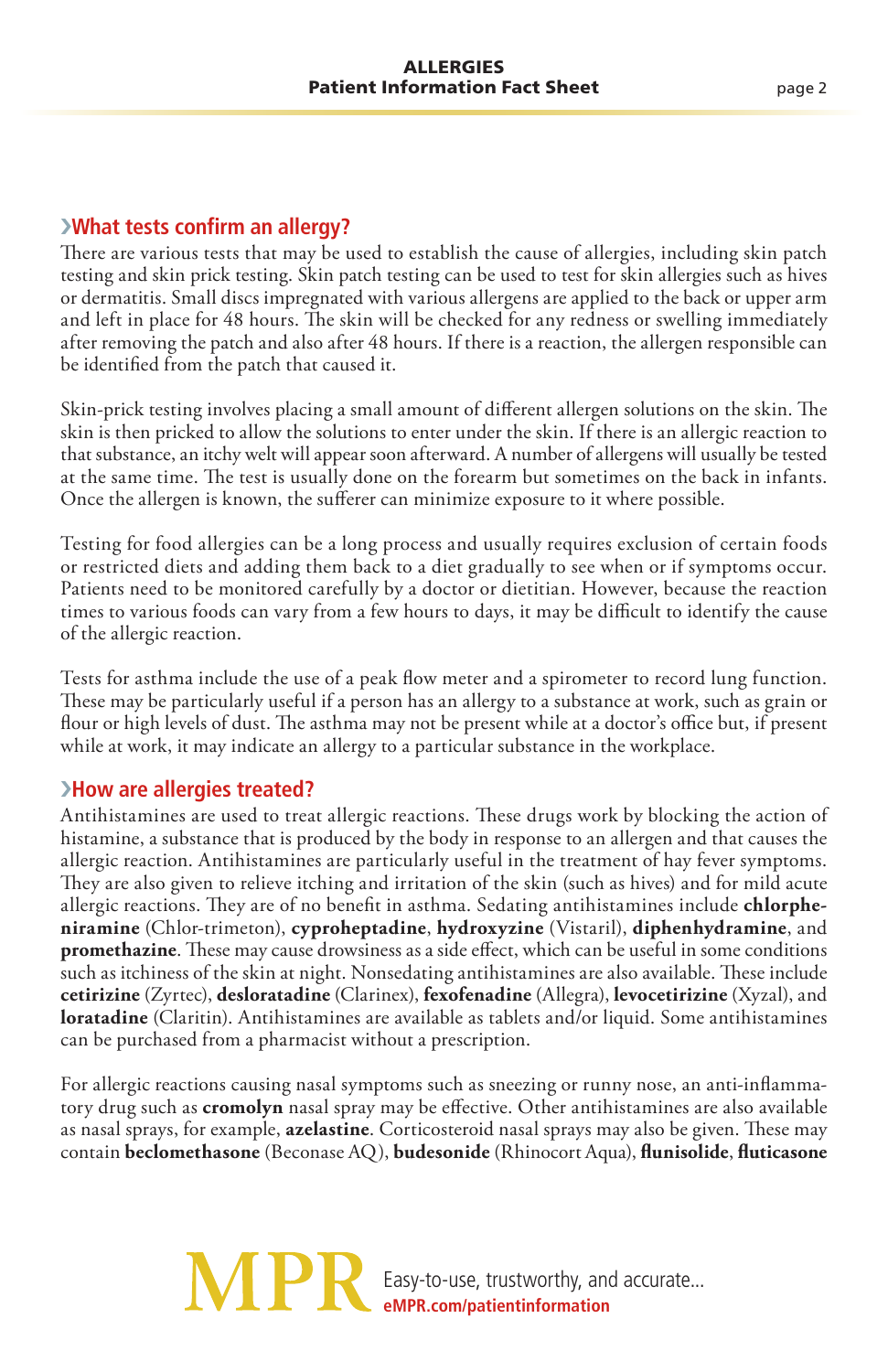## What tests confirm an allergy?

There are various tests that may be used to establish the cause of allergies, including skin patch testing and skin prick testing. Skin patch testing can be used to test for skin allergies such as hives or dermatitis. Small discs impregnated with various allergens are applied to the back or upper arm and left in place for 48 hours. The skin will be checked for any redness or swelling immediately after removing the patch and also after 48 hours. If there is a reaction, the allergen responsible can be identified from the patch that caused it.

Skin-prick testing involves placing a small amount of different allergen solutions on the skin. The skin is then pricked to allow the solutions to enter under the skin. If there is an allergic reaction to that substance, an itchy welt will appear soon afterward. A number of allergens will usually be tested at the same time. The test is usually done on the forearm but sometimes on the back in infants. Once the allergen is known, the sufferer can minimize exposure to it where possible.

Testing for food allergies can be a long process and usually requires exclusion of certain foods or restricted diets and adding them back to a diet gradually to see when or if symptoms occur. Patients need to be monitored carefully by a doctor or dietitian. However, because the reaction times to various foods can vary from a few hours to days, it may be difficult to identify the cause of the allergic reaction.

Tests for asthma include the use of a peak flow meter and a spirometer to record lung function. These may be particularly useful if a person has an allergy to a substance at work, such as grain or flour or high levels of dust. The asthma may not be present while at a doctor's office but, if present while at work, it may indicate an allergy to a particular substance in the workplace.

## How are allergies treated?

Antihistamines are used to treat allergic reactions. These drugs work by blocking the action of histamine, a substance that is produced by the body in response to an allergen and that causes the allergic reaction. Antihistamines are particularly useful in the treatment of hay fever symptoms. They are also given to relieve itching and irritation of the skin (such as hives) and for mild acute allergic reactions. They are of no benefit in asthma. Sedating antihistamines include **chlorpheniramine** (Chlor-trimeton), **cyproheptadine**, **hydroxyzine** (Vistaril), **diphenhydramine**, and **promethazine**. These may cause drowsiness as a side effect, which can be useful in some conditions such as itchiness of the skin at night. Nonsedating antihistamines are also available. These include **cetirizine** (Zyrtec), **desloratadine** (Clarinex), **fexofenadine** (Allegra), **levocetirizine** (Xyzal), and **loratadine** (Claritin). Antihistamines are available as tablets and/or liquid. Some antihistamines can be purchased from a pharmacist without a prescription.

For allergic reactions causing nasal symptoms such as sneezing or runny nose, an anti-inflammatory drug such as **cromolyn** nasal spray may be effective. Other antihistamines are also available as nasal sprays, for example, **azelastine**. Corticosteroid nasal sprays may also be given. These may contain **beclomethasone** (Beconase AQ), **budesonide** (Rhinocort Aqua), **flunisolide**, **fluticasone**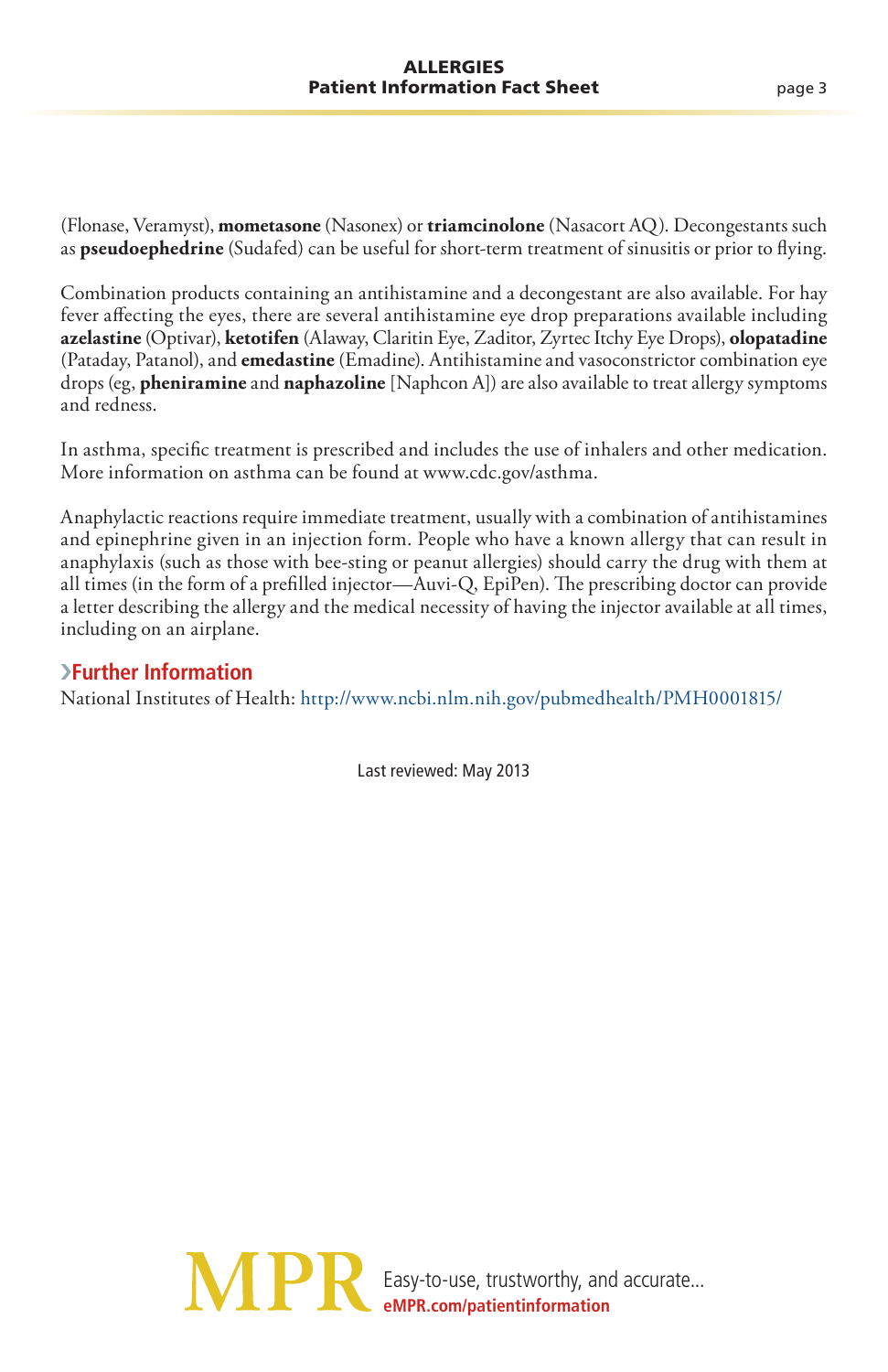(Flonase, Veramyst), **mometasone** (Nasonex) or **triamcinolone** (Nasacort AQ). Decongestants such as **pseudoephedrine** (Sudafed) can be useful for short-term treatment of sinusitis or prior to flying.

Combination products containing an antihistamine and a decongestant are also available. For hay fever affecting the eyes, there are several antihistamine eye drop preparations available including **azelastine** (Optivar), **ketotifen** (Alaway, Claritin Eye, Zaditor, Zyrtec Itchy Eye Drops), **olopatadine** (Pataday, Patanol), and **emedastine** (Emadine). Antihistamine and vasoconstrictor combination eye drops (eg, **pheniramine** and **naphazoline** [Naphcon A]) are also available to treat allergy symptoms and redness.

In asthma, specific treatment is prescribed and includes the use of inhalers and other medication. More information on asthma can be found at www.cdc.gov/asthma.

Anaphylactic reactions require immediate treatment, usually with a combination of antihistamines and epinephrine given in an injection form. People who have a known allergy that can result in anaphylaxis (such as those with bee-sting or peanut allergies) should carry the drug with them at all times (in the form of a prefilled injector—Auvi-Q, EpiPen). The prescribing doctor can provide a letter describing the allergy and the medical necessity of having the injector available at all times, including on an airplane.

## ›Further Information

National Institutes of Health: http://www.ncbi.nlm.nih.gov/pubmedhealth/PMH0001815/

Last reviewed: May 2013

MPR Easy-to-use, trustworthy, and accurate...
eMPR.com/patientinformation